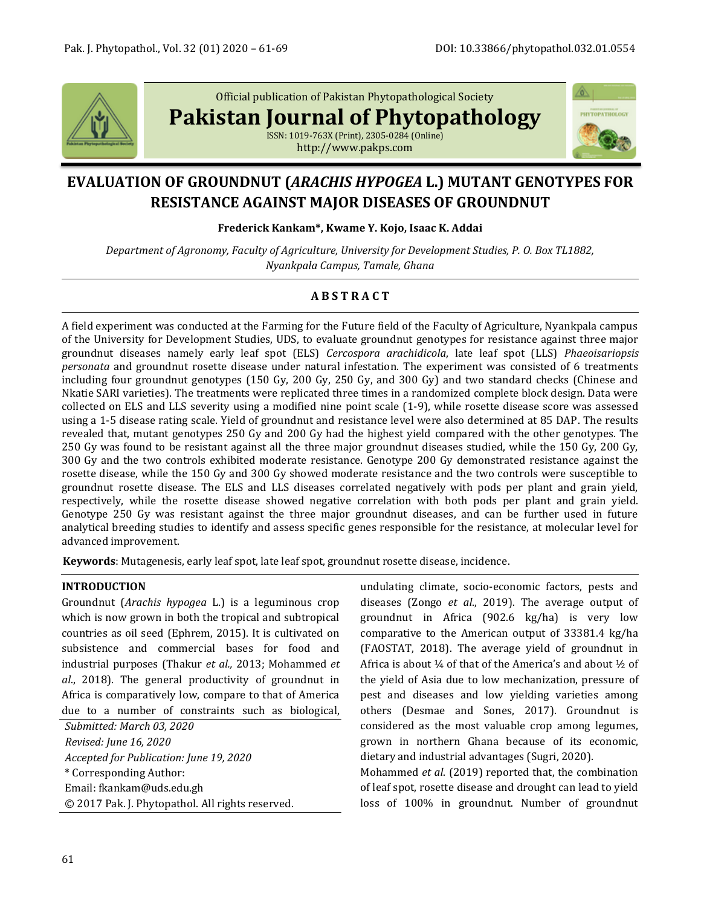Official publication of Pakistan Phytopathological Society

**Pakistan Journal of Phytopathology**

ISSN: 1019-763X (Print), 2305-0284 (Online)
http://www.pakps.com

# EVALUATION OF GROUNDNUT (*ARACHIS HYPOGEA* L.) MUTANT GENOTYPES FOR RESISTANCE AGAINST MAJOR DISEASES OF GROUNDNUT

**Frederick Kankam\*, Kwame Y. Kojo, Isaac K. Addai**

*Department of Agronomy, Faculty of Agriculture, University for Development Studies, P. O. Box TL1882, Nyankpala Campus, Tamale, Ghana*

## ABSTRACT

A field experiment was conducted at the Farming for the Future field of the Faculty of Agriculture, Nyankpala campus of the University for Development Studies, UDS, to evaluate groundnut genotypes for resistance against three major groundnut diseases namely early leaf spot (ELS) *Cercospora arachidicola*, late leaf spot (LLS) *Phaeoisariopsis personata* and groundnut rosette disease under natural infestation. The experiment was consisted of 6 treatments including four groundnut genotypes (150 Gy, 200 Gy, 250 Gy, and 300 Gy) and two standard checks (Chinese and Nkatie SARI varieties). The treatments were replicated three times in a randomized complete block design. Data were collected on ELS and LLS severity using a modified nine point scale (1-9), while rosette disease score was assessed using a 1-5 disease rating scale. Yield of groundnut and resistance level were also determined at 85 DAP. The results revealed that, mutant genotypes 250 Gy and 200 Gy had the highest yield compared with the other genotypes. The 250 Gy was found to be resistant against all the three major groundnut diseases studied, while the 150 Gy, 200 Gy, 300 Gy and the two controls exhibited moderate resistance. Genotype 200 Gy demonstrated resistance against the rosette disease, while the 150 Gy and 300 Gy showed moderate resistance and the two controls were susceptible to groundnut rosette disease. The ELS and LLS diseases correlated negatively with pods per plant and grain yield, respectively, while the rosette disease showed negative correlation with both pods per plant and grain yield. Genotype 250 Gy was resistant against the three major groundnut diseases, and can be further used in future analytical breeding studies to identify and assess specific genes responsible for the resistance, at molecular level for advanced improvement.

**Keywords**: Mutagenesis, early leaf spot, late leaf spot, groundnut rosette disease, incidence.

## INTRODUCTION

Groundnut (*Arachis hypogea* L.) is a leguminous crop which is now grown in both the tropical and subtropical countries as oil seed (Ephrem, 2015). It is cultivated on subsistence and commercial bases for food and industrial purposes (Thakur *et al.,* 2013; Mohammed *et al*., 2018). The general productivity of groundnut in Africa is comparatively low, compare to that of America due to a number of constraints such as biological, undulating climate, socio-economic factors, pests and diseases (Zongo *et al*., 2019). The average output of groundnut in Africa (902.6 kg/ha) is very low comparative to the American output of 33381.4 kg/ha (FAOSTAT, 2018). The average yield of groundnut in Africa is about ¼ of that of the America's and about ½ of the yield of Asia due to low mechanization, pressure of pest and diseases and low yielding varieties among others (Desmae and Sones, 2017). Groundnut is considered as the most valuable crop among legumes, grown in northern Ghana because of its economic, dietary and industrial advantages (Sugri, 2020).

Mohammed *et al*. (2019) reported that, the combination of leaf spot, rosette disease and drought can lead to yield loss of 100% in groundnut. Number of groundnut

*Submitted: March 03, 2020*
*Revised: June 16, 2020*
*Accepted for Publication: June 19, 2020*
\* Corresponding Author:
Email: fkankam@uds.edu.gh
© 2017 Pak. J. Phytopathol. All rights reserved.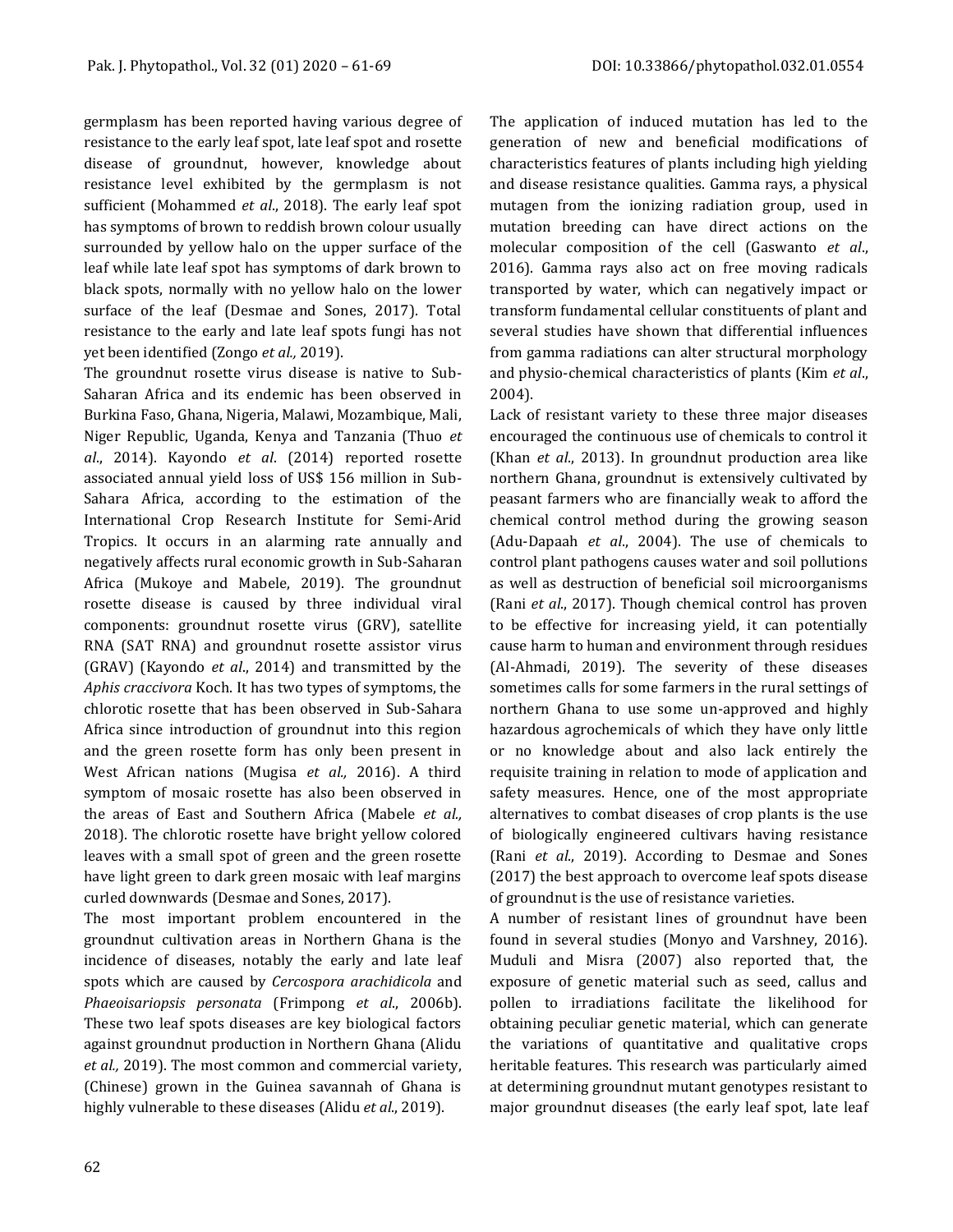germplasm has been reported having various degree of resistance to the early leaf spot, late leaf spot and rosette disease of groundnut, however, knowledge about resistance level exhibited by the germplasm is not sufficient (Mohammed *et al*., 2018). The early leaf spot has symptoms of brown to reddish brown colour usually surrounded by yellow halo on the upper surface of the leaf while late leaf spot has symptoms of dark brown to black spots, normally with no yellow halo on the lower surface of the leaf (Desmae and Sones, 2017). Total resistance to the early and late leaf spots fungi has not yet been identified (Zongo *et al.,* 2019).

The groundnut rosette virus disease is native to Sub-Saharan Africa and its endemic has been observed in Burkina Faso, Ghana, Nigeria, Malawi, Mozambique, Mali, Niger Republic, Uganda, Kenya and Tanzania (Thuo *et al*., 2014). Kayondo *et al*. (2014) reported rosette associated annual yield loss of US$ 156 million in Sub-Sahara Africa, according to the estimation of the International Crop Research Institute for Semi-Arid Tropics. It occurs in an alarming rate annually and negatively affects rural economic growth in Sub-Saharan Africa (Mukoye and Mabele, 2019). The groundnut rosette disease is caused by three individual viral components: groundnut rosette virus (GRV), satellite RNA (SAT RNA) and groundnut rosette assistor virus (GRAV) (Kayondo *et al*., 2014) and transmitted by the *Aphis craccivora* Koch. It has two types of symptoms, the chlorotic rosette that has been observed in Sub-Sahara Africa since introduction of groundnut into this region and the green rosette form has only been present in West African nations (Mugisa *et al.,* 2016). A third symptom of mosaic rosette has also been observed in the areas of East and Southern Africa (Mabele *et al.,* 2018). The chlorotic rosette have bright yellow colored leaves with a small spot of green and the green rosette have light green to dark green mosaic with leaf margins curled downwards (Desmae and Sones, 2017).

The most important problem encountered in the groundnut cultivation areas in Northern Ghana is the incidence of diseases, notably the early and late leaf spots which are caused by *Cercospora arachidicola* and *Phaeoisariopsis personata* (Frimpong *et al*., 2006b). These two leaf spots diseases are key biological factors against groundnut production in Northern Ghana (Alidu *et al.,* 2019). The most common and commercial variety, (Chinese) grown in the Guinea savannah of Ghana is highly vulnerable to these diseases (Alidu *et al*., 2019).

The application of induced mutation has led to the generation of new and beneficial modifications of characteristics features of plants including high yielding and disease resistance qualities. Gamma rays, a physical mutagen from the ionizing radiation group, used in mutation breeding can have direct actions on the molecular composition of the cell (Gaswanto *et al*., 2016). Gamma rays also act on free moving radicals transported by water, which can negatively impact or transform fundamental cellular constituents of plant and several studies have shown that differential influences from gamma radiations can alter structural morphology and physio-chemical characteristics of plants (Kim *et al*., 2004).

Lack of resistant variety to these three major diseases encouraged the continuous use of chemicals to control it (Khan *et al*., 2013). In groundnut production area like northern Ghana, groundnut is extensively cultivated by peasant farmers who are financially weak to afford the chemical control method during the growing season (Adu-Dapaah *et al*., 2004). The use of chemicals to control plant pathogens causes water and soil pollutions as well as destruction of beneficial soil microorganisms (Rani *et al*., 2017). Though chemical control has proven to be effective for increasing yield, it can potentially cause harm to human and environment through residues (Al-Ahmadi, 2019). The severity of these diseases sometimes calls for some farmers in the rural settings of northern Ghana to use some un-approved and highly hazardous agrochemicals of which they have only little or no knowledge about and also lack entirely the requisite training in relation to mode of application and safety measures. Hence, one of the most appropriate alternatives to combat diseases of crop plants is the use of biologically engineered cultivars having resistance (Rani *et al*., 2019). According to Desmae and Sones (2017) the best approach to overcome leaf spots disease of groundnut is the use of resistance varieties.

A number of resistant lines of groundnut have been found in several studies (Monyo and Varshney, 2016). Muduli and Misra (2007) also reported that, the exposure of genetic material such as seed, callus and pollen to irradiations facilitate the likelihood for obtaining peculiar genetic material, which can generate the variations of quantitative and qualitative crops heritable features. This research was particularly aimed at determining groundnut mutant genotypes resistant to major groundnut diseases (the early leaf spot, late leaf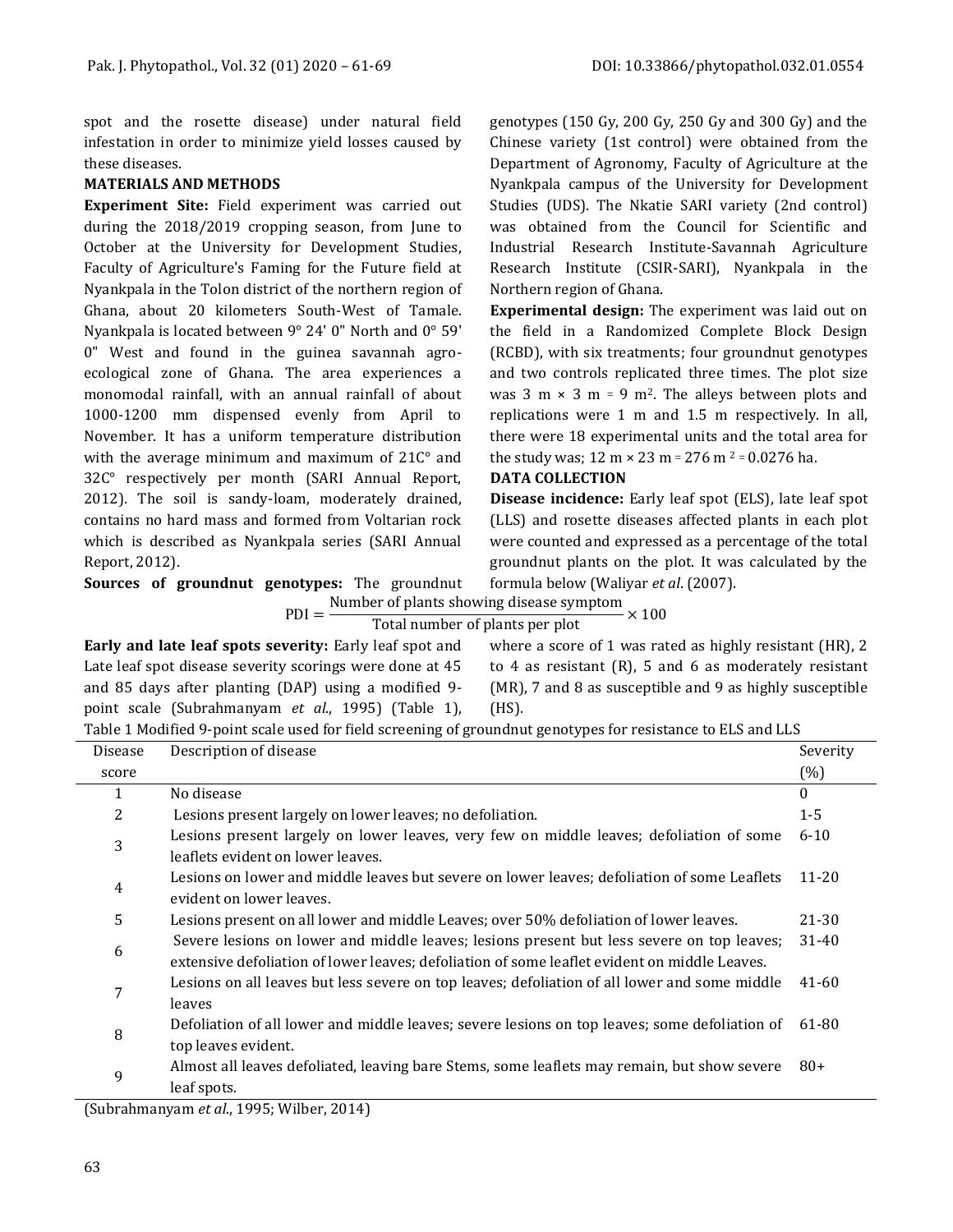spot and the rosette disease) under natural field infestation in order to minimize yield losses caused by these diseases.

## MATERIALS AND METHODS

**Experiment Site:** Field experiment was carried out during the 2018/2019 cropping season, from June to October at the University for Development Studies, Faculty of Agriculture's Faming for the Future field at Nyankpala in the Tolon district of the northern region of Ghana, about 20 kilometers South-West of Tamale. Nyankpala is located between 9° 24' 0" North and 0° 59' 0" West and found in the guinea savannah agro-ecological zone of Ghana. The area experiences a monomodal rainfall, with an annual rainfall of about 1000-1200 mm dispensed evenly from April to November. It has a uniform temperature distribution with the average minimum and maximum of 21C° and 32C° respectively per month (SARI Annual Report, 2012). The soil is sandy-loam, moderately drained, contains no hard mass and formed from Voltarian rock which is described as Nyankpala series (SARI Annual Report, 2012).

**Sources of groundnut genotypes:** The groundnut genotypes (150 Gy, 200 Gy, 250 Gy and 300 Gy) and the Chinese variety (1st control) were obtained from the Department of Agronomy, Faculty of Agriculture at the Nyankpala campus of the University for Development Studies (UDS). The Nkatie SARI variety (2nd control) was obtained from the Council for Scientific and Industrial Research Institute-Savannah Agriculture Research Institute (CSIR-SARI), Nyankpala in the Northern region of Ghana.

**Experimental design:** The experiment was laid out on the field in a Randomized Complete Block Design (RCBD), with six treatments; four groundnut genotypes and two controls replicated three times. The plot size was 3 m × 3 m = 9 m$^2$. The alleys between plots and replications were 1 m and 1.5 m respectively. In all, there were 18 experimental units and the total area for the study was; 12 m × 23 m = 276 m $^2$ = 0.0276 ha.

## DATA COLLECTION

**Disease incidence:** Early leaf spot (ELS), late leaf spot (LLS) and rosette diseases affected plants in each plot were counted and expressed as a percentage of the total groundnut plants on the plot. It was calculated by the formula below (Waliyar *et al*. (2007).

$$\mathrm{PDI} = \frac{\text{Number of plants showing disease symptom}}{\text{Total number of plants per plot}} \times 100$$

**Early and late leaf spots severity:** Early leaf spot and Late leaf spot disease severity scorings were done at 45 and 85 days after planting (DAP) using a modified 9-point scale (Subrahmanyam *et al*., 1995) (Table 1), where a score of 1 was rated as highly resistant (HR), 2 to 4 as resistant (R), 5 and 6 as moderately resistant (MR), 7 and 8 as susceptible and 9 as highly susceptible (HS).

Table 1 Modified 9-point scale used for field screening of groundnut genotypes for resistance to ELS and LLS

| Disease score | Description of disease | Severity (%) |
|---|---|---|
| 1 | No disease | 0 |
| 2 | Lesions present largely on lower leaves; no defoliation. | 1-5 |
| 3 | Lesions present largely on lower leaves, very few on middle leaves; defoliation of some leaflets evident on lower leaves. | 6-10 |
| 4 | Lesions on lower and middle leaves but severe on lower leaves; defoliation of some Leaflets evident on lower leaves. | 11-20 |
| 5 | Lesions present on all lower and middle Leaves; over 50% defoliation of lower leaves. | 21-30 |
| 6 | Severe lesions on lower and middle leaves; lesions present but less severe on top leaves; extensive defoliation of lower leaves; defoliation of some leaflet evident on middle Leaves. | 31-40 |
| 7 | Lesions on all leaves but less severe on top leaves; defoliation of all lower and some middle leaves | 41-60 |
| 8 | Defoliation of all lower and middle leaves; severe lesions on top leaves; some defoliation of top leaves evident. | 61-80 |
| 9 | Almost all leaves defoliated, leaving bare Stems, some leaflets may remain, but show severe leaf spots. | 80+ |

(Subrahmanyam *et al*., 1995; Wilber, 2014)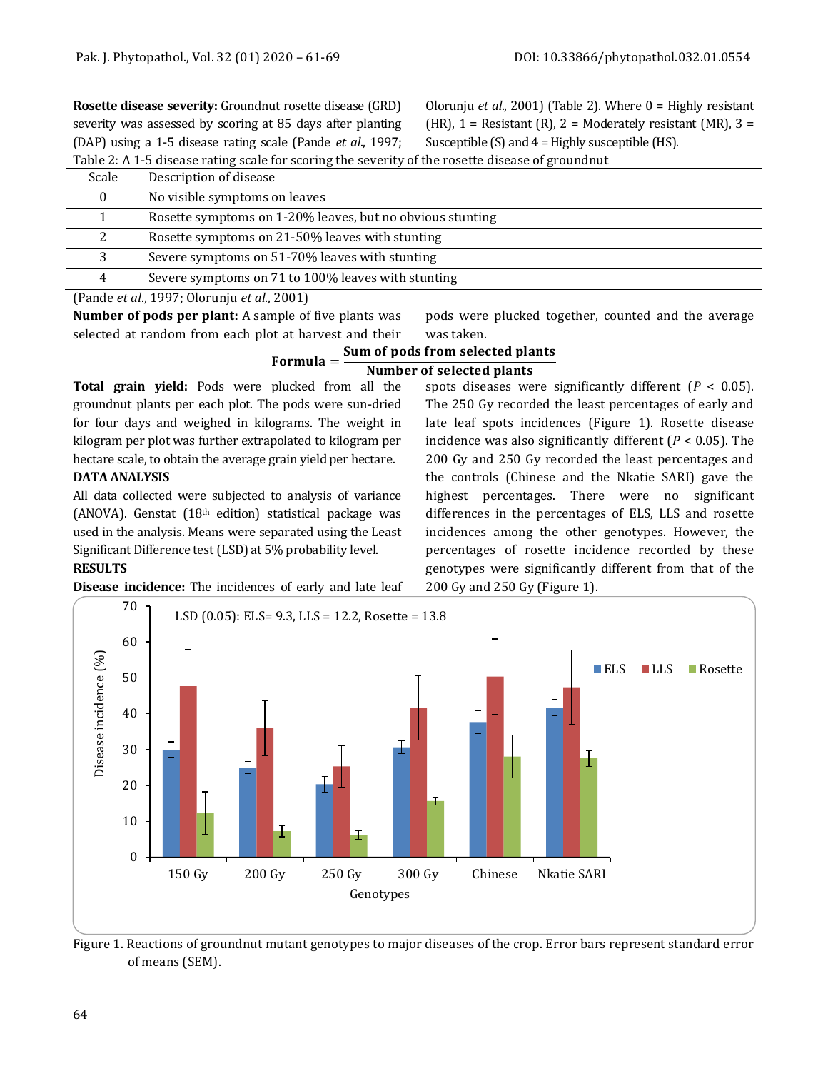**Rosette disease severity:** Groundnut rosette disease (GRD) severity was assessed by scoring at 85 days after planting (DAP) using a 1-5 disease rating scale (Pande *et al*., 1997; Olorunju *et al*., 2001) (Table 2). Where 0 = Highly resistant (HR), 1 = Resistant (R), 2 = Moderately resistant (MR), 3 = Susceptible (S) and 4 = Highly susceptible (HS).

Table 2: A 1-5 disease rating scale for scoring the severity of the rosette disease of groundnut

| Scale | Description of disease |
|---|---|
| 0 | No visible symptoms on leaves |
| 1 | Rosette symptoms on 1-20% leaves, but no obvious stunting |
| 2 | Rosette symptoms on 21-50% leaves with stunting |
| 3 | Severe symptoms on 51-70% leaves with stunting |
| 4 | Severe symptoms on 71 to 100% leaves with stunting |

(Pande *et al*., 1997; Olorunju *et al*., 2001)

**Number of pods per plant:** A sample of five plants was selected at random from each plot at harvest and their pods were plucked together, counted and the average was taken.

$$\textbf{Formula} = \frac{\textbf{Sum of pods from selected plants}}{\textbf{Number of selected plants}}$$

**Total grain yield:** Pods were plucked from all the groundnut plants per each plot. The pods were sun-dried for four days and weighed in kilograms. The weight in kilogram per plot was further extrapolated to kilogram per hectare scale, to obtain the average grain yield per hectare.

**DATA ANALYSIS**

All data collected were subjected to analysis of variance (ANOVA). Genstat (18th edition) statistical package was used in the analysis. Means were separated using the Least Significant Difference test (LSD) at 5% probability level.

**RESULTS**

**Disease incidence:** The incidences of early and late leaf spots diseases were significantly different ($P$ < 0.05). The 250 Gy recorded the least percentages of early and late leaf spots incidences (Figure 1). Rosette disease incidence was also significantly different ($P$ < 0.05). The 200 Gy and 250 Gy recorded the least percentages and the controls (Chinese and the Nkatie SARI) gave the highest percentages. There were no significant differences in the percentages of ELS, LLS and rosette incidences among the other genotypes. However, the percentages of rosette incidence recorded by these genotypes were significantly different from that of the 200 Gy and 250 Gy (Figure 1).

Figure 1. Reactions of groundnut mutant genotypes to major diseases of the crop. Error bars represent standard error of means (SEM).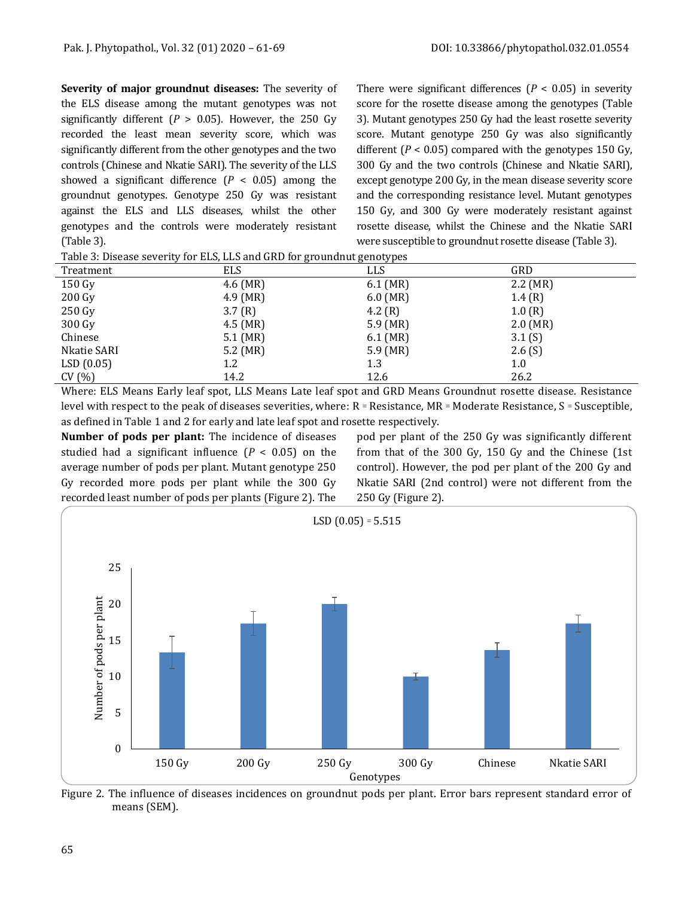**Severity of major groundnut diseases:** The severity of the ELS disease among the mutant genotypes was not significantly different ($P > 0.05$). However, the 250 Gy recorded the least mean severity score, which was significantly different from the other genotypes and the two controls (Chinese and Nkatie SARI). The severity of the LLS showed a significant difference ($P < 0.05$) among the groundnut genotypes. Genotype 250 Gy was resistant against the ELS and LLS diseases, whilst the other genotypes and the controls were moderately resistant (Table 3).

There were significant differences ($P < 0.05$) in severity score for the rosette disease among the genotypes (Table 3). Mutant genotypes 250 Gy had the least rosette severity score. Mutant genotype 250 Gy was also significantly different ($P < 0.05$) compared with the genotypes 150 Gy, 300 Gy and the two controls (Chinese and Nkatie SARI), except genotype 200 Gy, in the mean disease severity score and the corresponding resistance level. Mutant genotypes 150 Gy, and 300 Gy were moderately resistant against rosette disease, whilst the Chinese and the Nkatie SARI were susceptible to groundnut rosette disease (Table 3).

Table 3: Disease severity for ELS, LLS and GRD for groundnut genotypes

| Treatment | ELS | LLS | GRD |
|---|---|---|---|
| 150 Gy | 4.6 (MR) | 6.1 (MR) | 2.2 (MR) |
| 200 Gy | 4.9 (MR) | 6.0 (MR) | 1.4 (R) |
| 250 Gy | 3.7 (R) | 4.2 (R) | 1.0 (R) |
| 300 Gy | 4.5 (MR) | 5.9 (MR) | 2.0 (MR) |
| Chinese | 5.1 (MR) | 6.1 (MR) | 3.1 (S) |
| Nkatie SARI | 5.2 (MR) | 5.9 (MR) | 2.6 (S) |
| LSD (0.05) | 1.2 | 1.3 | 1.0 |
| CV (%) | 14.2 | 12.6 | 26.2 |

Where: ELS Means Early leaf spot, LLS Means Late leaf spot and GRD Means Groundnut rosette disease. Resistance level with respect to the peak of diseases severities, where: R = Resistance, MR = Moderate Resistance, S = Susceptible, as defined in Table 1 and 2 for early and late leaf spot and rosette respectively.

**Number of pods per plant:** The incidence of diseases studied had a significant influence ($P < 0.05$) on the average number of pods per plant. Mutant genotype 250 Gy recorded more pods per plant while the 300 Gy recorded least number of pods per plants (Figure 2). The pod per plant of the 250 Gy was significantly different from that of the 300 Gy, 150 Gy and the Chinese (1st control). However, the pod per plant of the 200 Gy and Nkatie SARI (2nd control) were not different from the 250 Gy (Figure 2).

Figure 2. The influence of diseases incidences on groundnut pods per plant. Error bars represent standard error of means (SEM).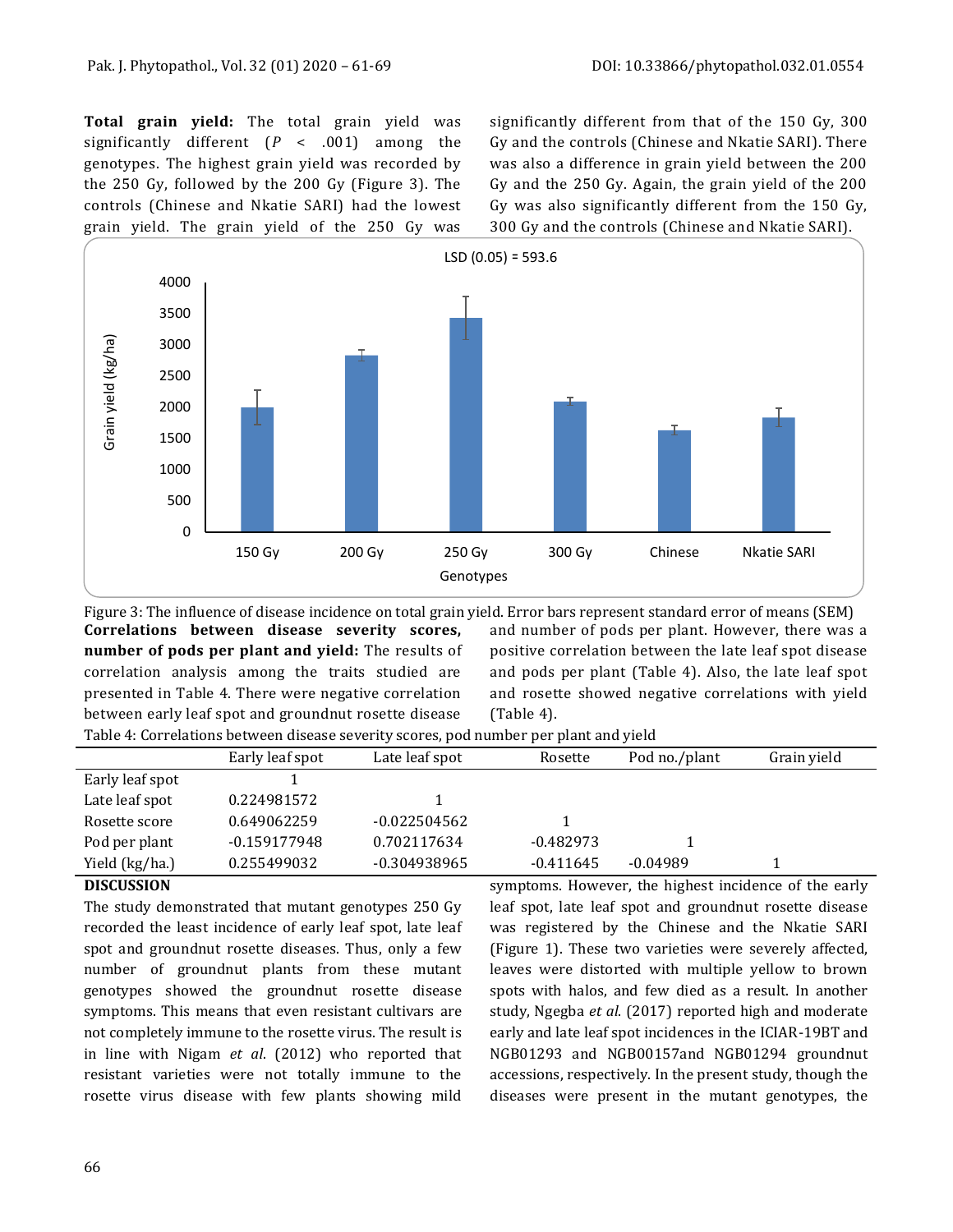**Total grain yield:** The total grain yield was significantly different ($P < .001$) among the genotypes. The highest grain yield was recorded by the 250 Gy, followed by the 200 Gy (Figure 3). The controls (Chinese and Nkatie SARI) had the lowest grain yield. The grain yield of the 250 Gy was significantly different from that of the 150 Gy, 300 Gy and the controls (Chinese and Nkatie SARI). There was also a difference in grain yield between the 200 Gy and the 250 Gy. Again, the grain yield of the 200 Gy was also significantly different from the 150 Gy, 300 Gy and the controls (Chinese and Nkatie SARI).

Figure 3: The influence of disease incidence on total grain yield. Error bars represent standard error of means (SEM)

**Correlations between disease severity scores, number of pods per plant and yield:** The results of correlation analysis among the traits studied are presented in Table 4. There were negative correlation between early leaf spot and groundnut rosette disease and number of pods per plant. However, there was a positive correlation between the late leaf spot disease and pods per plant (Table 4). Also, the late leaf spot and rosette showed negative correlations with yield (Table 4).

Table 4: Correlations between disease severity scores, pod number per plant and yield

| | Early leaf spot | Late leaf spot | Rosette | Pod no./plant | Grain yield |
|---|---|---|---|---|---|
| Early leaf spot | 1 | | | | |
| Late leaf spot | 0.224981572 | 1 | | | |
| Rosette score | 0.649062259 | -0.022504562 | 1 | | |
| Pod per plant | -0.159177948 | 0.702117634 | -0.482973 | 1 | |
| Yield (kg/ha.) | 0.255499032 | -0.304938965 | -0.411645 | -0.04989 | 1 |

## DISCUSSION

The study demonstrated that mutant genotypes 250 Gy recorded the least incidence of early leaf spot, late leaf spot and groundnut rosette diseases. Thus, only a few number of groundnut plants from these mutant genotypes showed the groundnut rosette disease symptoms. This means that even resistant cultivars are not completely immune to the rosette virus. The result is in line with Nigam *et al.* (2012) who reported that resistant varieties were not totally immune to the rosette virus disease with few plants showing mild symptoms. However, the highest incidence of the early leaf spot, late leaf spot and groundnut rosette disease was registered by the Chinese and the Nkatie SARI (Figure 1). These two varieties were severely affected, leaves were distorted with multiple yellow to brown spots with halos, and few died as a result. In another study, Ngegba *et al.* (2017) reported high and moderate early and late leaf spot incidences in the ICIAR-19BT and NGB01293 and NGB00157and NGB01294 groundnut accessions, respectively. In the present study, though the diseases were present in the mutant genotypes, the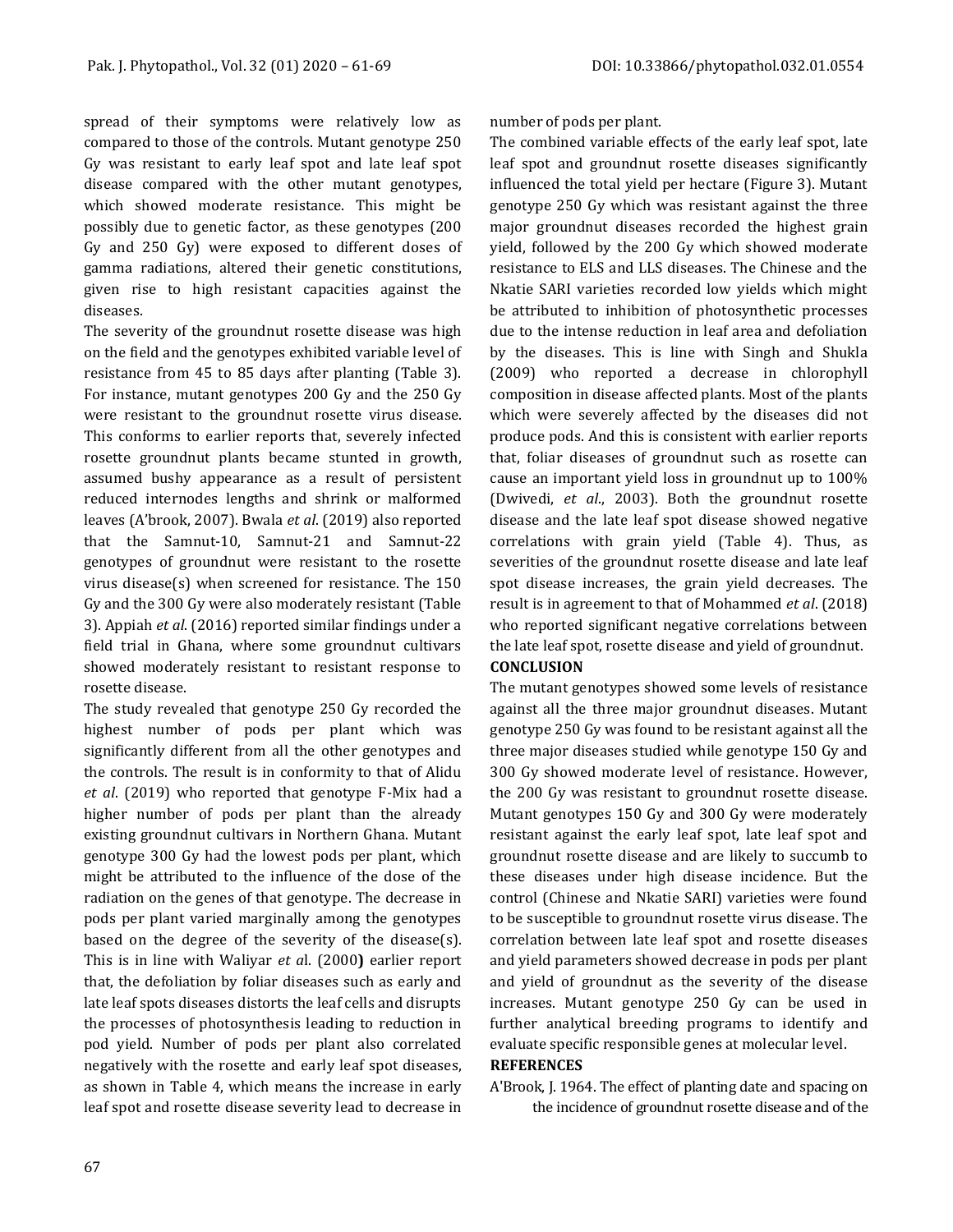spread of their symptoms were relatively low as compared to those of the controls. Mutant genotype 250 Gy was resistant to early leaf spot and late leaf spot disease compared with the other mutant genotypes, which showed moderate resistance. This might be possibly due to genetic factor, as these genotypes (200 Gy and 250 Gy) were exposed to different doses of gamma radiations, altered their genetic constitutions, given rise to high resistant capacities against the diseases.

The severity of the groundnut rosette disease was high on the field and the genotypes exhibited variable level of resistance from 45 to 85 days after planting (Table 3). For instance, mutant genotypes 200 Gy and the 250 Gy were resistant to the groundnut rosette virus disease. This conforms to earlier reports that, severely infected rosette groundnut plants became stunted in growth, assumed bushy appearance as a result of persistent reduced internodes lengths and shrink or malformed leaves (A'brook, 2007). Bwala *et al*. (2019) also reported that the Samnut-10, Samnut-21 and Samnut-22 genotypes of groundnut were resistant to the rosette virus disease(s) when screened for resistance. The 150 Gy and the 300 Gy were also moderately resistant (Table 3). Appiah *et al*. (2016) reported similar findings under a field trial in Ghana, where some groundnut cultivars showed moderately resistant to resistant response to rosette disease.

The study revealed that genotype 250 Gy recorded the highest number of pods per plant which was significantly different from all the other genotypes and the controls. The result is in conformity to that of Alidu *et al*. (2019) who reported that genotype F-Mix had a higher number of pods per plant than the already existing groundnut cultivars in Northern Ghana. Mutant genotype 300 Gy had the lowest pods per plant, which might be attributed to the influence of the dose of the radiation on the genes of that genotype. The decrease in pods per plant varied marginally among the genotypes based on the degree of the severity of the disease(s). This is in line with Waliyar *et a*l. (2000**)** earlier report that, the defoliation by foliar diseases such as early and late leaf spots diseases distorts the leaf cells and disrupts the processes of photosynthesis leading to reduction in pod yield. Number of pods per plant also correlated negatively with the rosette and early leaf spot diseases, as shown in Table 4, which means the increase in early leaf spot and rosette disease severity lead to decrease in number of pods per plant.

The combined variable effects of the early leaf spot, late leaf spot and groundnut rosette diseases significantly influenced the total yield per hectare (Figure 3). Mutant genotype 250 Gy which was resistant against the three major groundnut diseases recorded the highest grain yield, followed by the 200 Gy which showed moderate resistance to ELS and LLS diseases. The Chinese and the Nkatie SARI varieties recorded low yields which might be attributed to inhibition of photosynthetic processes due to the intense reduction in leaf area and defoliation by the diseases. This is line with Singh and Shukla (2009) who reported a decrease in chlorophyll composition in disease affected plants. Most of the plants which were severely affected by the diseases did not produce pods. And this is consistent with earlier reports that, foliar diseases of groundnut such as rosette can cause an important yield loss in groundnut up to 100% (Dwivedi, *et al*., 2003). Both the groundnut rosette disease and the late leaf spot disease showed negative correlations with grain yield (Table 4). Thus, as severities of the groundnut rosette disease and late leaf spot disease increases, the grain yield decreases. The result is in agreement to that of Mohammed *et al*. (2018) who reported significant negative correlations between the late leaf spot, rosette disease and yield of groundnut.

## CONCLUSION

The mutant genotypes showed some levels of resistance against all the three major groundnut diseases. Mutant genotype 250 Gy was found to be resistant against all the three major diseases studied while genotype 150 Gy and 300 Gy showed moderate level of resistance. However, the 200 Gy was resistant to groundnut rosette disease. Mutant genotypes 150 Gy and 300 Gy were moderately resistant against the early leaf spot, late leaf spot and groundnut rosette disease and are likely to succumb to these diseases under high disease incidence. But the control (Chinese and Nkatie SARI) varieties were found to be susceptible to groundnut rosette virus disease. The correlation between late leaf spot and rosette diseases and yield parameters showed decrease in pods per plant and yield of groundnut as the severity of the disease increases. Mutant genotype 250 Gy can be used in further analytical breeding programs to identify and evaluate specific responsible genes at molecular level.

## REFERENCES

A'Brook, J. 1964. The effect of planting date and spacing on the incidence of groundnut rosette disease and of the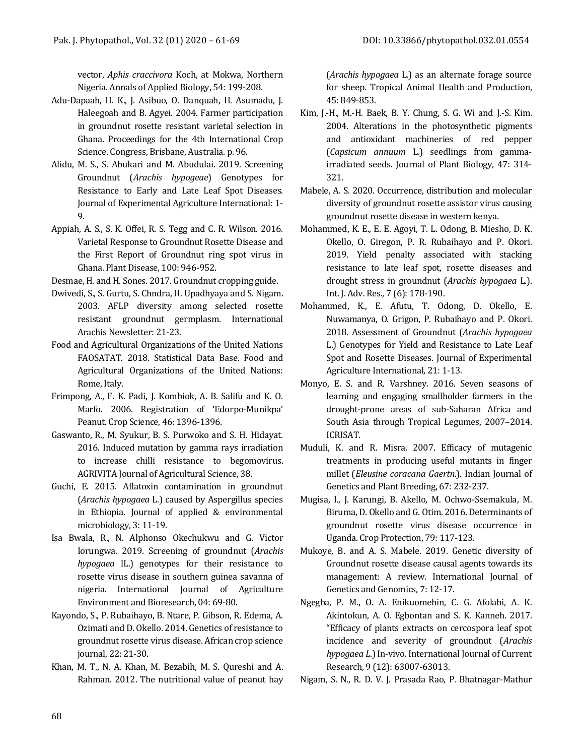vector, *Aphis craccivora* Koch, at Mokwa, Northern Nigeria. Annals of Applied Biology, 54: 199-208.

Adu-Dapaah, H. K., J. Asibuo, O. Danquah, H. Asumadu, J. Haleegoah and B. Agyei. 2004. Farmer participation in groundnut rosette resistant varietal selection in Ghana. Proceedings for the 4th International Crop Science. Congress, Brisbane, Australia. p. 96.

Alidu, M. S., S. Abukari and M. Abudulai. 2019. Screening Groundnut (*Arachis hypogeae*) Genotypes for Resistance to Early and Late Leaf Spot Diseases. Journal of Experimental Agriculture International: 1-9.

Appiah, A. S., S. K. Offei, R. S. Tegg and C. R. Wilson. 2016. Varietal Response to Groundnut Rosette Disease and the First Report of Groundnut ring spot virus in Ghana. Plant Disease, 100: 946-952.

Desmae, H. and H. Sones. 2017. Groundnut cropping guide.

Dwivedi, S., S. Gurtu, S. Chndra, H. Upadhyaya and S. Nigam. 2003. AFLP diversity among selected rosette resistant groundnut germplasm. International Arachis Newsletter: 21-23.

Food and Agricultural Organizations of the United Nations FAOSATAT. 2018. Statistical Data Base. Food and Agricultural Organizations of the United Nations: Rome, Italy.

Frimpong, A., F. K. Padi, J. Kombiok, A. B. Salifu and K. O. Marfo. 2006. Registration of 'Edorpo-Munikpa' Peanut. Crop Science, 46: 1396-1396.

Gaswanto, R., M. Syukur, B. S. Purwoko and S. H. Hidayat. 2016. Induced mutation by gamma rays irradiation to increase chilli resistance to begomovirus. AGRIVITA Journal of Agricultural Science, 38.

Guchi, E. 2015. Aflatoxin contamination in groundnut (*Arachis hypogaea* L.) caused by Aspergillus species in Ethiopia. Journal of applied & environmental microbiology, 3: 11-19.

Isa Bwala, R., N. Alphonso Okechukwu and G. Victor Iorungwa. 2019. Screening of groundnut (*Arachis hypogaea* lL.) genotypes for their resistance to rosette virus disease in southern guinea savanna of nigeria. International Journal of Agriculture Environment and Bioresearch, 04: 69-80.

Kayondo, S., P. Rubaihayo, B. Ntare, P. Gibson, R. Edema, A. Ozimati and D. Okello. 2014. Genetics of resistance to groundnut rosette virus disease. African crop science journal, 22: 21-30.

Khan, M. T., N. A. Khan, M. Bezabih, M. S. Qureshi and A. Rahman. 2012. The nutritional value of peanut hay (*Arachis hypogaea* L.) as an alternate forage source for sheep. Tropical Animal Health and Production, 45: 849-853.

Kim, J.-H., M.-H. Baek, B. Y. Chung, S. G. Wi and J.-S. Kim. 2004. Alterations in the photosynthetic pigments and antioxidant machineries of red pepper (*Capsicum annuum* L.) seedlings from gamma-irradiated seeds. Journal of Plant Biology, 47: 314-321.

Mabele, A. S. 2020. Occurrence, distribution and molecular diversity of groundnut rosette assistor virus causing groundnut rosette disease in western kenya.

Mohammed, K. E., E. E. Agoyi, T. L. Odong, B. Miesho, D. K. Okello, O. Giregon, P. R. Rubaihayo and P. Okori. 2019. Yield penalty associated with stacking resistance to late leaf spot, rosette diseases and drought stress in groundnut (*Arachis hypogaea* L.). Int. J. Adv. Res., 7 (6): 178-190.

Mohammed, K., E. Afutu, T. Odong, D. Okello, E. Nuwamanya, O. Grigon, P. Rubaihayo and P. Okori. 2018. Assessment of Groundnut (*Arachis hypogaea* L.) Genotypes for Yield and Resistance to Late Leaf Spot and Rosette Diseases. Journal of Experimental Agriculture International, 21: 1-13.

Monyo, E. S. and R. Varshney. 2016. Seven seasons of learning and engaging smallholder farmers in the drought-prone areas of sub-Saharan Africa and South Asia through Tropical Legumes, 2007–2014. ICRISAT.

Muduli, K. and R. Misra. 2007. Efficacy of mutagenic treatments in producing useful mutants in finger millet (*Eleusine coracana Gaertn*.). Indian Journal of Genetics and Plant Breeding, 67: 232-237.

Mugisa, I., J. Karungi, B. Akello, M. Ochwo-Ssemakula, M. Biruma, D. Okello and G. Otim. 2016. Determinants of groundnut rosette virus disease occurrence in Uganda. Crop Protection, 79: 117-123.

Mukoye, B. and A. S. Mabele. 2019. Genetic diversity of Groundnut rosette disease causal agents towards its management: A review. International Journal of Genetics and Genomics, 7: 12-17.

Ngegba, P. M., O. A. Enikuomehin, C. G. Afolabi, A. K. Akintokun, A. O. Egbontan and S. K. Kanneh. 2017. "Efficacy of plants extracts on cercospora leaf spot incidence and severity of groundnut (*Arachis hypogaea L.*) In-vivo. International Journal of Current Research, 9 (12): 63007-63013.

Nigam, S. N., R. D. V. J. Prasada Rao, P. Bhatnagar-Mathur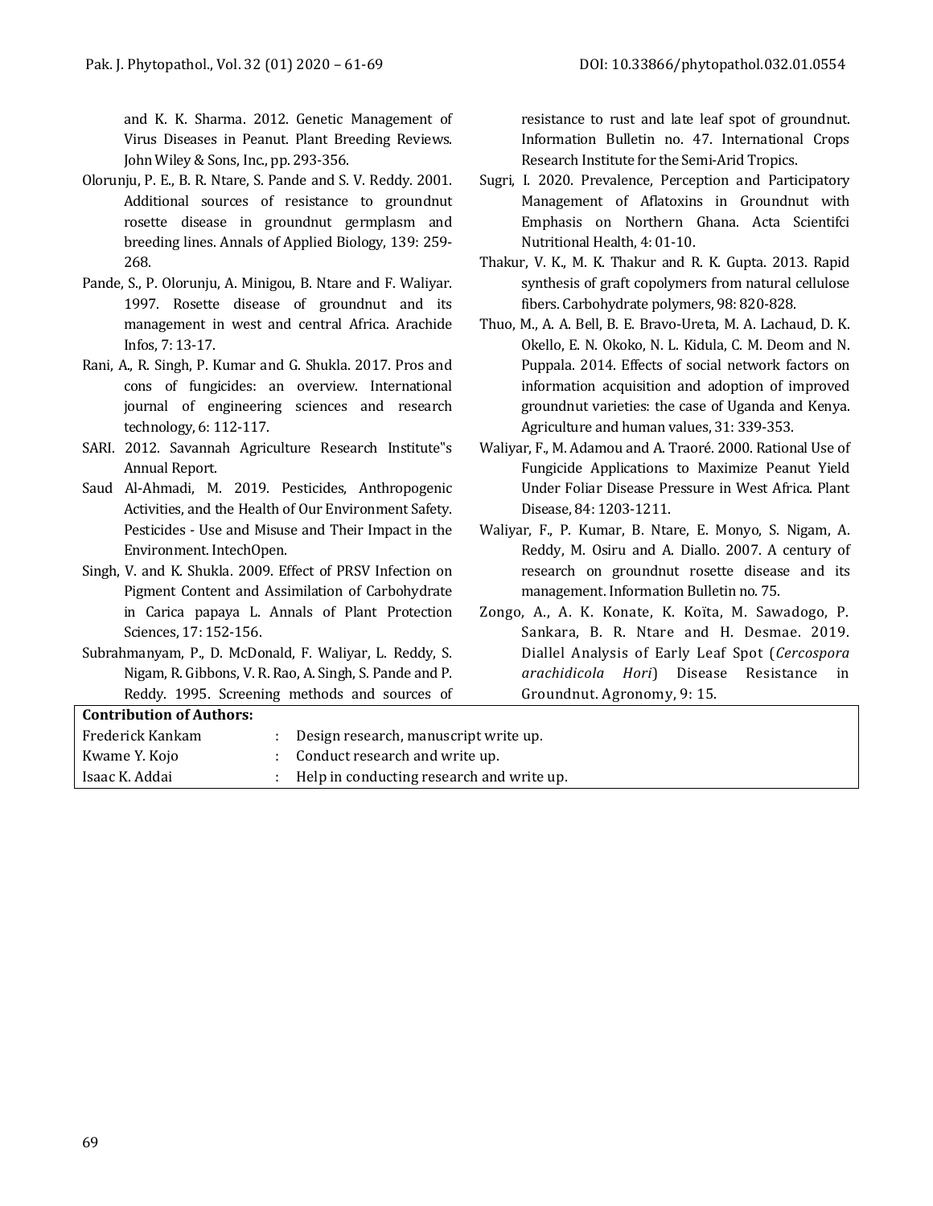and K. K. Sharma. 2012. Genetic Management of Virus Diseases in Peanut. Plant Breeding Reviews. John Wiley & Sons, Inc., pp. 293-356.

Olorunju, P. E., B. R. Ntare, S. Pande and S. V. Reddy. 2001. Additional sources of resistance to groundnut rosette disease in groundnut germplasm and breeding lines. Annals of Applied Biology, 139: 259-268.

Pande, S., P. Olorunju, A. Minigou, B. Ntare and F. Waliyar. 1997. Rosette disease of groundnut and its management in west and central Africa. Arachide Infos, 7: 13-17.

Rani, A., R. Singh, P. Kumar and G. Shukla. 2017. Pros and cons of fungicides: an overview. International journal of engineering sciences and research technology, 6: 112-117.

SARI. 2012. Savannah Agriculture Research Institute‟s Annual Report.

Saud Al-Ahmadi, M. 2019. Pesticides, Anthropogenic Activities, and the Health of Our Environment Safety. Pesticides - Use and Misuse and Their Impact in the Environment. IntechOpen.

Singh, V. and K. Shukla. 2009. Effect of PRSV Infection on Pigment Content and Assimilation of Carbohydrate in Carica papaya L. Annals of Plant Protection Sciences, 17: 152-156.

Subrahmanyam, P., D. McDonald, F. Waliyar, L. Reddy, S. Nigam, R. Gibbons, V. R. Rao, A. Singh, S. Pande and P. Reddy. 1995. Screening methods and sources of resistance to rust and late leaf spot of groundnut. Information Bulletin no. 47. International Crops Research Institute for the Semi-Arid Tropics.

Sugri, I. 2020. Prevalence, Perception and Participatory Management of Aflatoxins in Groundnut with Emphasis on Northern Ghana. Acta Scientifci Nutritional Health, 4: 01-10.

Thakur, V. K., M. K. Thakur and R. K. Gupta. 2013. Rapid synthesis of graft copolymers from natural cellulose fibers. Carbohydrate polymers, 98: 820-828.

Thuo, M., A. A. Bell, B. E. Bravo-Ureta, M. A. Lachaud, D. K. Okello, E. N. Okoko, N. L. Kidula, C. M. Deom and N. Puppala. 2014. Effects of social network factors on information acquisition and adoption of improved groundnut varieties: the case of Uganda and Kenya. Agriculture and human values, 31: 339-353.

Waliyar, F., M. Adamou and A. Traoré. 2000. Rational Use of Fungicide Applications to Maximize Peanut Yield Under Foliar Disease Pressure in West Africa. Plant Disease, 84: 1203-1211.

Waliyar, F., P. Kumar, B. Ntare, E. Monyo, S. Nigam, A. Reddy, M. Osiru and A. Diallo. 2007. A century of research on groundnut rosette disease and its management. Information Bulletin no. 75.

Zongo, A., A. K. Konate, K. Koïta, M. Sawadogo, P. Sankara, B. R. Ntare and H. Desmae. 2019. Diallel Analysis of Early Leaf Spot (*Cercospora arachidicola Hori*) Disease Resistance in Groundnut. Agronomy, 9: 15.

**Contribution of Authors:**

| | | |
|---|---|---|
| Frederick Kankam | : | Design research, manuscript write up. |
| Kwame Y. Kojo | : | Conduct research and write up. |
| Isaac K. Addai | : | Help in conducting research and write up. |